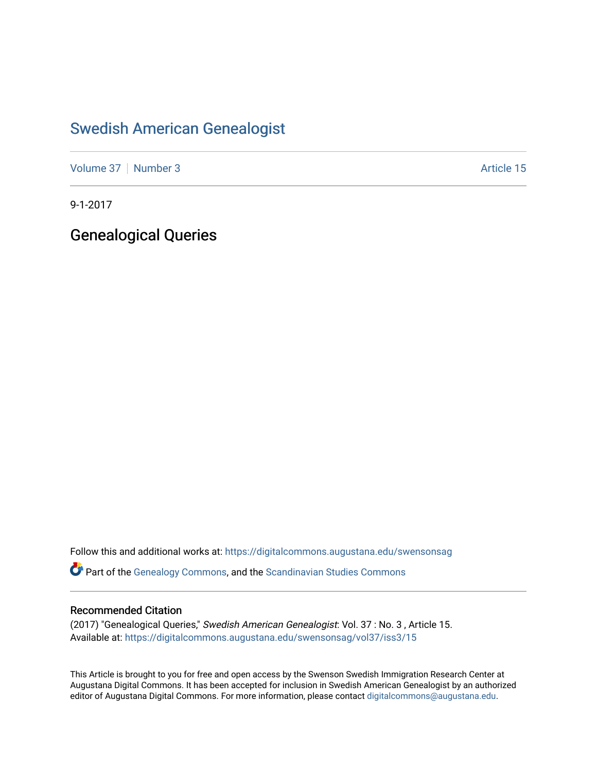# Swedish American Genealogist

Volume 37 | Number 3 Article 15

9-1-2017

## Genealogical Queries

Follow this and additional works at: https://digitalcommons.augustana.edu/swensonsag

Part of the Genealogy Commons, and the Scandinavian Studies Commons

### Recommended Citation

(2017) "Genealogical Queries," *Swedish American Genealogist*: Vol. 37 : No. 3 , Article 15.
Available at: https://digitalcommons.augustana.edu/swensonsag/vol37/iss3/15

This Article is brought to you for free and open access by the Swenson Swedish Immigration Research Center at Augustana Digital Commons. It has been accepted for inclusion in Swedish American Genealogist by an authorized editor of Augustana Digital Commons. For more information, please contact digitalcommons@augustana.edu.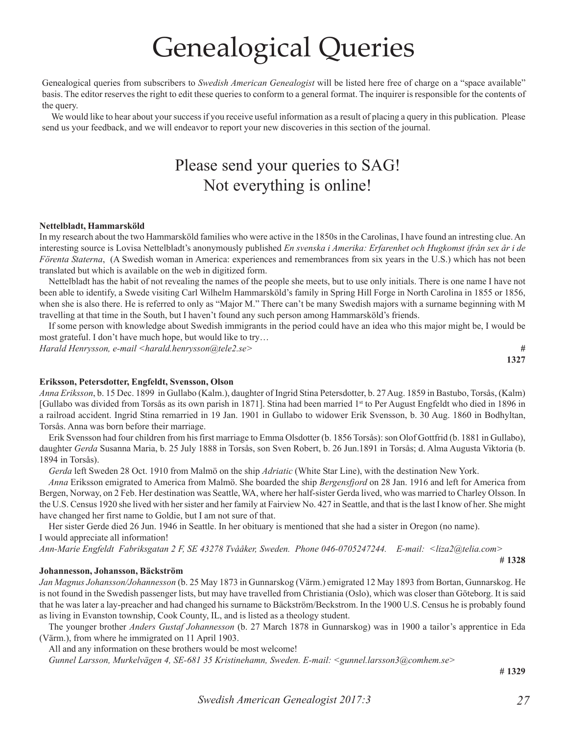# Genealogical Queries

Genealogical queries from subscribers to *Swedish American Genealogist* will be listed here free of charge on a "space available" basis. The editor reserves the right to edit these queries to conform to a general format. The inquirer is responsible for the contents of the query.

We would like to hear about your success if you receive useful information as a result of placing a query in this publication. Please send us your feedback, and we will endeavor to report your new discoveries in this section of the journal.

## Please send your queries to SAG!
## Not everything is online!

**Nettelbladt, Hammarsköld**

In my research about the two Hammarsköld families who were active in the 1850s in the Carolinas, I have found an intresting clue. An interesting source is Lovisa Nettelbladt's anonymously published *En svenska i Amerika: Erfarenhet och Hugkomst ifrån sex år i de Förenta Staterna*, (A Swedish woman in America: experiences and remembrances from six years in the U.S.) which has not been translated but which is available on the web in digitized form.

Nettelbladt has the habit of not revealing the names of the people she meets, but to use only initials. There is one name I have not been able to identify, a Swede visiting Carl Wilhelm Hammarsköld's family in Spring Hill Forge in North Carolina in 1855 or 1856, when she is also there. He is referred to only as "Major M." There can't be many Swedish majors with a surname beginning with M travelling at that time in the South, but I haven't found any such person among Hammarsköld's friends.

If some person with knowledge about Swedish immigrants in the period could have an idea who this major might be, I would be most grateful. I don't have much hope, but would like to try…

*Harald Henrysson, e-mail <harald.henrysson@tele2.se>*

**# 1327**

**Eriksson, Petersdotter, Engfeldt, Svensson, Olson**

*Anna Eriksson*, b. 15 Dec. 1899 in Gullabo (Kalm.), daughter of Ingrid Stina Petersdotter, b. 27 Aug. 1859 in Bastubo, Torsås, (Kalm) [Gullabo was divided from Torsås as its own parish in 1871]. Stina had been married 1st to Per August Engfeldt who died in 1896 in a railroad accident. Ingrid Stina remarried in 19 Jan. 1901 in Gullabo to widower Erik Svensson, b. 30 Aug. 1860 in Bodhyltan, Torsås. Anna was born before their marriage.

Erik Svensson had four children from his first marriage to Emma Olsdotter (b. 1856 Torsås): son Olof Gottfrid (b. 1881 in Gullabo), daughter *Gerda* Susanna Maria, b. 25 July 1888 in Torsås, son Sven Robert, b. 26 Jun.1891 in Torsås; d. Alma Augusta Viktoria (b. 1894 in Torsås).

*Gerda* left Sweden 28 Oct. 1910 from Malmö on the ship *Adriatic* (White Star Line), with the destination New York.

*Anna* Eriksson emigrated to America from Malmö. She boarded the ship *Bergensfjord* on 28 Jan. 1916 and left for America from Bergen, Norway, on 2 Feb. Her destination was Seattle, WA, where her half-sister Gerda lived, who was married to Charley Olsson. In the U.S. Census 1920 she lived with her sister and her family at Fairview No. 427 in Seattle, and that is the last I know of her. She might have changed her first name to Goldie, but I am not sure of that.

Her sister Gerde died 26 Jun. 1946 in Seattle. In her obituary is mentioned that she had a sister in Oregon (no name).

I would appreciate all information!

*Ann-Marie Engfeldt Fabriksgatan 2 F, SE 43278 Tvååker, Sweden. Phone 046-0705247244. E-mail: <liza2@telia.com>*

**# 1328**

**Johannesson, Johansson, Bäckström**

*Jan Magnus Johansson/Johannesson* (b. 25 May 1873 in Gunnarskog (Värm.) emigrated 12 May 1893 from Bortan, Gunnarskog. He is not found in the Swedish passenger lists, but may have travelled from Christiania (Oslo), which was closer than Göteborg. It is said that he was later a lay-preacher and had changed his surname to Bäckström/Beckstrom. In the 1900 U.S. Census he is probably found as living in Evanston township, Cook County, IL, and is listed as a theology student.

The younger brother *Anders Gustaf Johannesson* (b. 27 March 1878 in Gunnarskog) was in 1900 a tailor's apprentice in Eda (Värm.), from where he immigrated on 11 April 1903.

All and any information on these brothers would be most welcome!

*Gunnel Larsson, Murkelvägen 4, SE-681 35 Kristinehamn, Sweden. E-mail: <gunnel.larsson3@comhem.se>*

**# 1329**